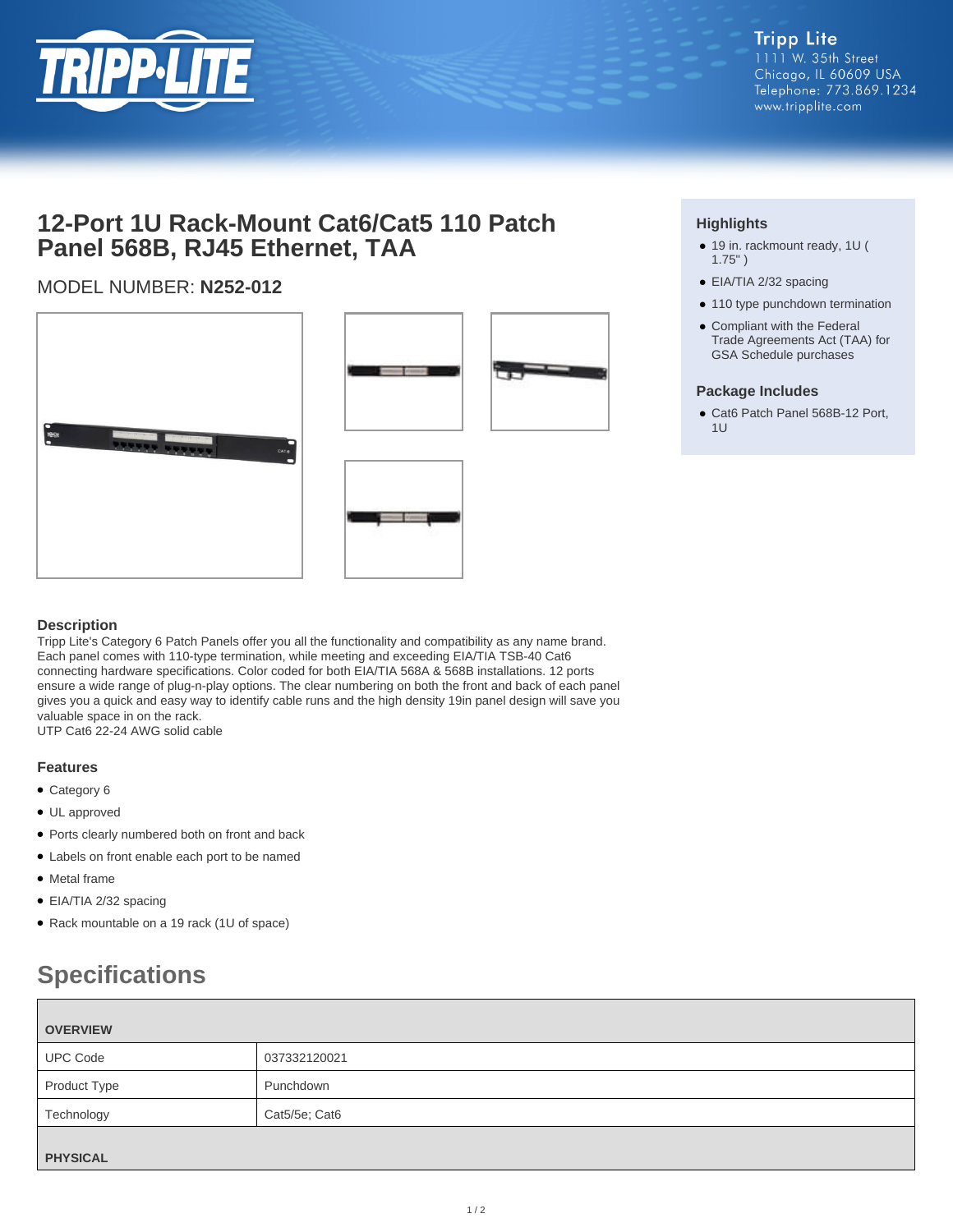Tripp Lite
1111 W. 35th Street
Chicago, IL 60609 USA
Telephone: 773.869.1234
www.tripplite.com

# 12-Port 1U Rack-Mount Cat6/Cat5 110 Patch Panel 568B, RJ45 Ethernet, TAA

MODEL NUMBER: **N252-012**

### Highlights

- 19 in. rackmount ready, 1U ( 1.75" )
- EIA/TIA 2/32 spacing
- 110 type punchdown termination
- Compliant with the Federal Trade Agreements Act (TAA) for GSA Schedule purchases

### Package Includes

- Cat6 Patch Panel 568B-12 Port, 1U

### Description

Tripp Lite's Category 6 Patch Panels offer you all the functionality and compatibility as any name brand. Each panel comes with 110-type termination, while meeting and exceeding EIA/TIA TSB-40 Cat6 connecting hardware specifications. Color coded for both EIA/TIA 568A & 568B installations. 12 ports ensure a wide range of plug-n-play options. The clear numbering on both the front and back of each panel gives you a quick and easy way to identify cable runs and the high density 19in panel design will save you valuable space in on the rack.
UTP Cat6 22-24 AWG solid cable

### Features

- Category 6
- UL approved
- Ports clearly numbered both on front and back
- Labels on front enable each port to be named
- Metal frame
- EIA/TIA 2/32 spacing
- Rack mountable on a 19 rack (1U of space)

## Specifications

| OVERVIEW | |
|---|---|
| UPC Code | 037332120021 |
| Product Type | Punchdown |
| Technology | Cat5/5e; Cat6 |
| **PHYSICAL** | |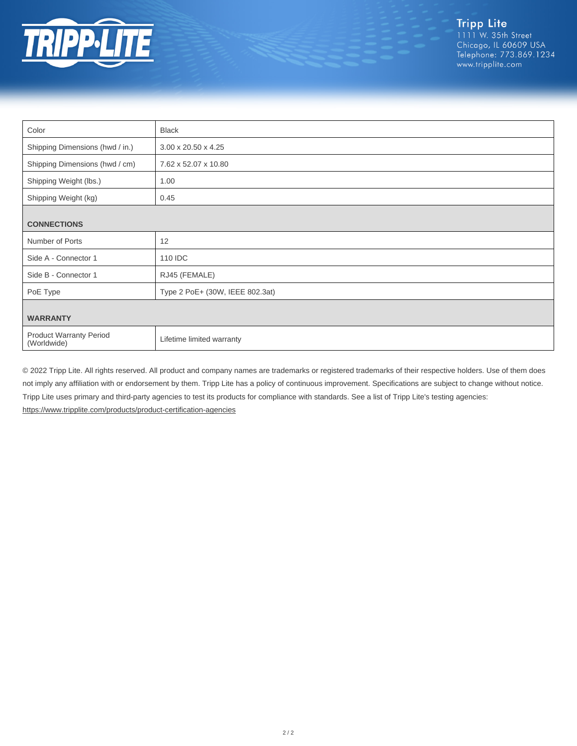| | |
|---|---|
| Color | Black |
| Shipping Dimensions (hwd / in.) | 3.00 x 20.50 x 4.25 |
| Shipping Dimensions (hwd / cm) | 7.62 x 52.07 x 10.80 |
| Shipping Weight (lbs.) | 1.00 |
| Shipping Weight (kg) | 0.45 |
| **CONNECTIONS** | |
| Number of Ports | 12 |
| Side A - Connector 1 | 110 IDC |
| Side B - Connector 1 | RJ45 (FEMALE) |
| PoE Type | Type 2 PoE+ (30W, IEEE 802.3at) |
| **WARRANTY** | |
| Product Warranty Period (Worldwide) | Lifetime limited warranty |

© 2022 Tripp Lite. All rights reserved. All product and company names are trademarks or registered trademarks of their respective holders. Use of them does not imply any affiliation with or endorsement by them. Tripp Lite has a policy of continuous improvement. Specifications are subject to change without notice. Tripp Lite uses primary and third-party agencies to test its products for compliance with standards. See a list of Tripp Lite's testing agencies: https://www.tripplite.com/products/product-certification-agencies